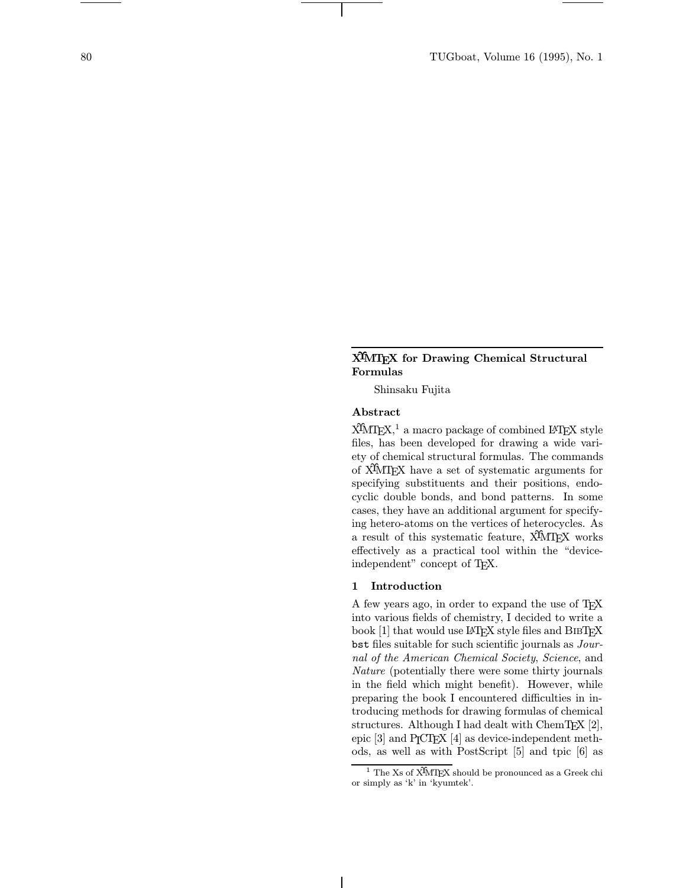## X[Υ]MTEX for Drawing Chemical Structural Formulas

Shinsaku Fujita

### Abstract

X[Υ]MTEX,[1] a macro package of combined LATEX style files, has been developed for drawing a wide variety of chemical structural formulas. The commands of X[Υ]MTEX have a set of systematic arguments for specifying substituents and their positions, endocyclic double bonds, and bond patterns. In some cases, they have an additional argument for specifying hetero-atoms on the vertices of heterocycles. As a result of this systematic feature, X[Υ]MTEX works effectively as a practical tool within the "device-independent" concept of TEX.

### 1 Introduction

A few years ago, in order to expand the use of TEX into various fields of chemistry, I decided to write a book [1] that would use LATEX style files and BIBTEX bst files suitable for such scientific journals as *Journal of the American Chemical Society*, *Science*, and *Nature* (potentially there were some thirty journals in the field which might benefit). However, while preparing the book I encountered difficulties in introducing methods for drawing formulas of chemical structures. Although I had dealt with ChemTEX [2], epic [3] and PICTEX [4] as device-independent methods, as well as with PostScript [5] and tpic [6] as

[1] The Xs of X[Υ]MTEX should be pronounced as a Greek chi or simply as 'k' in 'kyumtek'.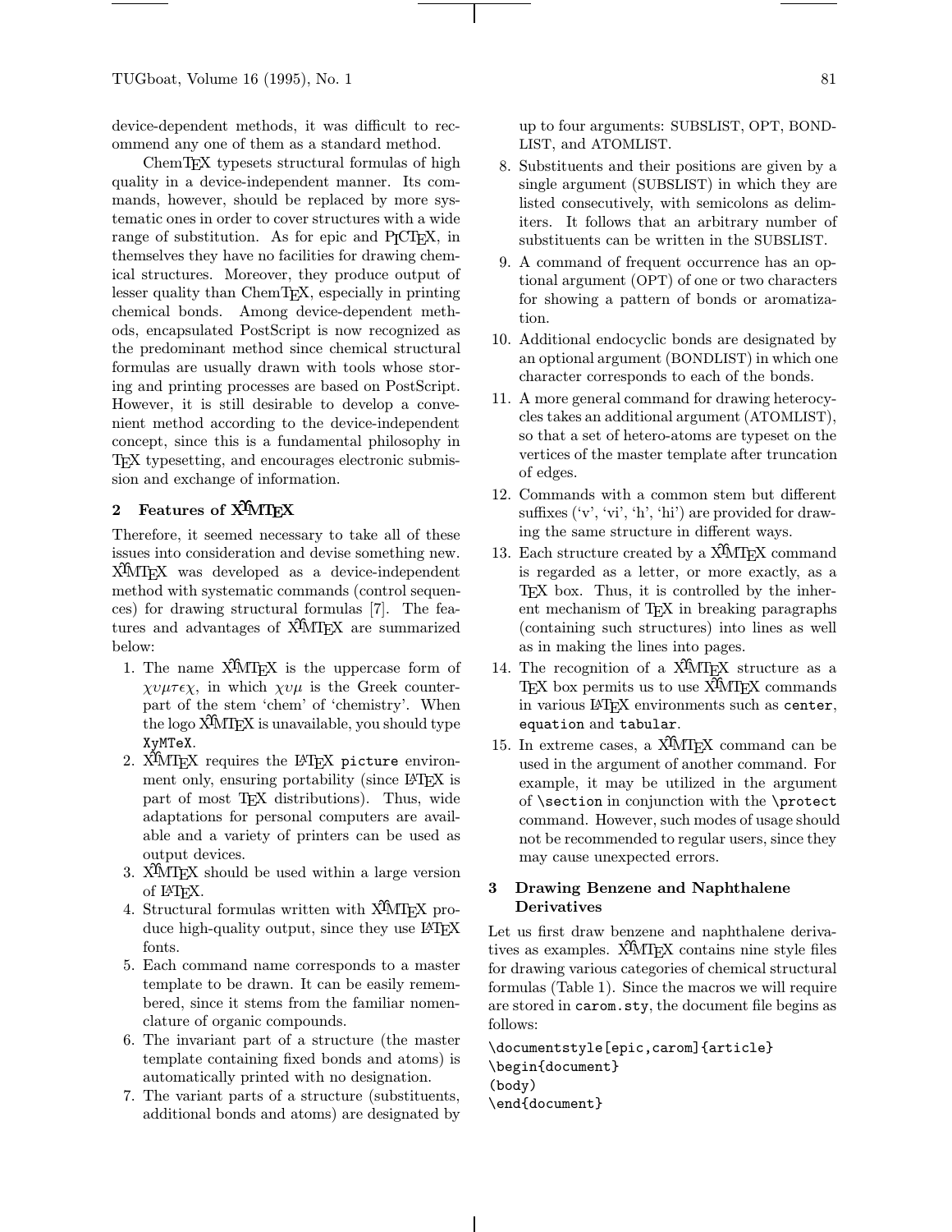device-dependent methods, it was difficult to recommend any one of them as a standard method.

ChemTEX typesets structural formulas of high quality in a device-independent manner. Its commands, however, should be replaced by more systematic ones in order to cover structures with a wide range of substitution. As for epic and PICTEX, in themselves they have no facilities for drawing chemical structures. Moreover, they produce output of lesser quality than ChemTEX, especially in printing chemical bonds. Among device-dependent methods, encapsulated PostScript is now recognized as the predominant method since chemical structural formulas are usually drawn with tools whose storing and printing processes are based on PostScript. However, it is still desirable to develop a convenient method according to the device-independent concept, since this is a fundamental philosophy in TEX typesetting, and encourages electronic submission and exchange of information.

## 2 Features of XΥMTEX

Therefore, it seemed necessary to take all of these issues into consideration and devise something new. XΥMTEX was developed as a device-independent method with systematic commands (control sequences) for drawing structural formulas [7]. The features and advantages of XΥMTEX are summarized below:

1. The name XΥMTEX is the uppercase form of $\chi\upsilon\mu\tau\epsilon\chi$, in which $\chi\upsilon\mu$ is the Greek counterpart of the stem 'chem' of 'chemistry'. When the logo XΥMTEX is unavailable, you should type `XyMTeX`.
2. XΥMTEX requires the LATEX `picture` environment only, ensuring portability (since LATEX is part of most TEX distributions). Thus, wide adaptations for personal computers are available and a variety of printers can be used as output devices.
3. XΥMTEX should be used within a large version of LATEX.
4. Structural formulas written with XΥMTEX produce high-quality output, since they use LATEX fonts.
5. Each command name corresponds to a master template to be drawn. It can be easily remembered, since it stems from the familiar nomenclature of organic compounds.
6. The invariant part of a structure (the master template containing fixed bonds and atoms) is automatically printed with no designation.
7. The variant parts of a structure (substituents, additional bonds and atoms) are designated by up to four arguments: SUBSLIST, OPT, BONDLIST, and ATOMLIST.
8. Substituents and their positions are given by a single argument (SUBSLIST) in which they are listed consecutively, with semicolons as delimiters. It follows that an arbitrary number of substituents can be written in the SUBSLIST.
9. A command of frequent occurrence has an optional argument (OPT) of one or two characters for showing a pattern of bonds or aromatization.
10. Additional endocyclic bonds are designated by an optional argument (BONDLIST) in which one character corresponds to each of the bonds.
11. A more general command for drawing heterocycles takes an additional argument (ATOMLIST), so that a set of hetero-atoms are typeset on the vertices of the master template after truncation of edges.
12. Commands with a common stem but different suffixes ('v', 'vi', 'h', 'hi') are provided for drawing the same structure in different ways.
13. Each structure created by a XΥMTEX command is regarded as a letter, or more exactly, as a TEX box. Thus, it is controlled by the inherent mechanism of TEX in breaking paragraphs (containing such structures) into lines as well as in making the lines into pages.
14. The recognition of a XΥMTEX structure as a TEX box permits us to use XΥMTEX commands in various LATEX environments such as `center`, `equation` and `tabular`.
15. In extreme cases, a XΥMTEX command can be used in the argument of another command. For example, it may be utilized in the argument of `\section` in conjunction with the `\protect` command. However, such modes of usage should not be recommended to regular users, since they may cause unexpected errors.

## 3 Drawing Benzene and Naphthalene Derivatives

Let us first draw benzene and naphthalene derivatives as examples. XΥMTEX contains nine style files for drawing various categories of chemical structural formulas (Table 1). Since the macros we will require are stored in `carom.sty`, the document file begins as follows:

```
\documentstyle[epic,carom]{article}
\begin{document}
(body)
\end{document}
```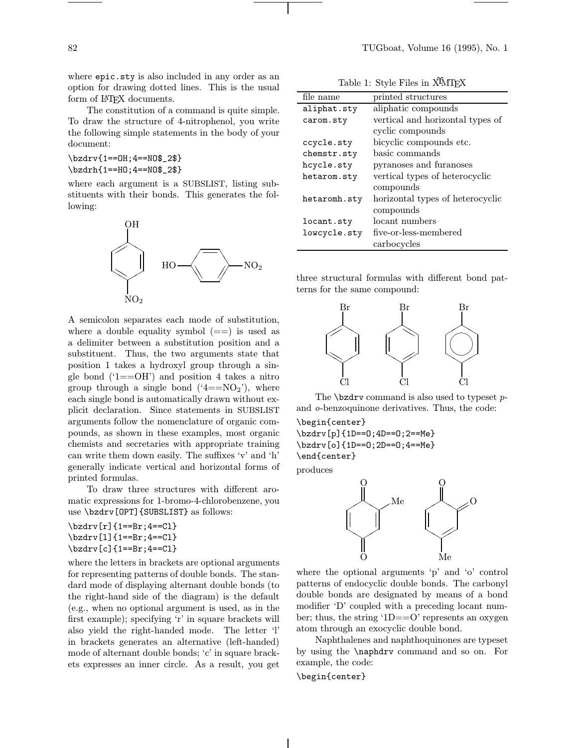where epic.sty is also included in any order as an option for drawing dotted lines. This is the usual form of LaTeX documents.

The constitution of a command is quite simple. To draw the structure of 4-nitrophenol, you write the following simple statements in the body of your document:

```
\bzdrv{1==OH;4==NO$_2$}
\bzdrh{1==HO;4==NO$_2$}
```

where each argument is a SUBSLIST, listing substituents with their bonds. This generates the following:

A semicolon separates each mode of substitution, where a double equality symbol (==) is used as a delimiter between a substitution position and a substituent. Thus, the two arguments state that position 1 takes a hydroxyl group through a single bond ('1==OH') and position 4 takes a nitro group through a single bond ('4==$NO_2$'), where each single bond is automatically drawn without explicit declaration. Since statements in SUBSLIST arguments follow the nomenclature of organic compounds, as shown in these examples, most organic chemists and secretaries with appropriate training can write them down easily. The suffixes 'v' and 'h' generally indicate vertical and horizontal forms of printed formulas.

To draw three structures with different aromatic expressions for 1-bromo-4-chlorobenzene, you use `\bzdrv[OPT]{SUBSLIST}` as follows:

```
\bzdrv[r]{1==Br;4==Cl}
\bzdrv[l]{1==Br;4==Cl}
\bzdrv[c]{1==Br;4==Cl}
```

where the letters in brackets are optional arguments for representing patterns of double bonds. The standard mode of displaying alternant double bonds (to the right-hand side of the diagram) is the default (e.g., when no optional argument is used, as in the first example); specifying 'r' in square brackets will also yield the right-handed mode. The letter 'l' in brackets generates an alternative (left-handed) mode of alternant double bonds; 'c' in square brackets expresses an inner circle. As a result, you get three structural formulas with different bond patterns for the same compound:

Table 1: Style Files in X^MTeX

| file name | printed structures |
|---|---|
| aliphat.sty | aliphatic compounds |
| carom.sty | vertical and horizontal types of cyclic compounds |
| ccycle.sty | bicyclic compounds etc. |
| chemstr.sty | basic commands |
| hcycle.sty | pyranoses and furanoses |
| hetarom.sty | vertical types of heterocyclic compounds |
| hetaromh.sty | horizontal types of heterocyclic compounds |
| locant.sty | locant numbers |
| lowcycle.sty | five-or-less-membered carbocycles |

The `\bzdrv` command is also used to typeset *p*- and *o*-benzoquinone derivatives. Thus, the code:

```
\begin{center}
\bzdrv[p]{1D==O;4D==O;2==Me}
\bzdrv[o]{1D==O;2D==O;4==Me}
\end{center}
```

produces

where the optional arguments 'p' and 'o' control patterns of endocyclic double bonds. The carbonyl double bonds are designated by means of a bond modifier 'D' coupled with a preceding locant number; thus, the string '1D==O' represents an oxygen atom through an exocyclic double bond.

Naphthalenes and naphthoquinones are typeset by using the `\naphdrv` command and so on. For example, the code:

```
\begin{center}
```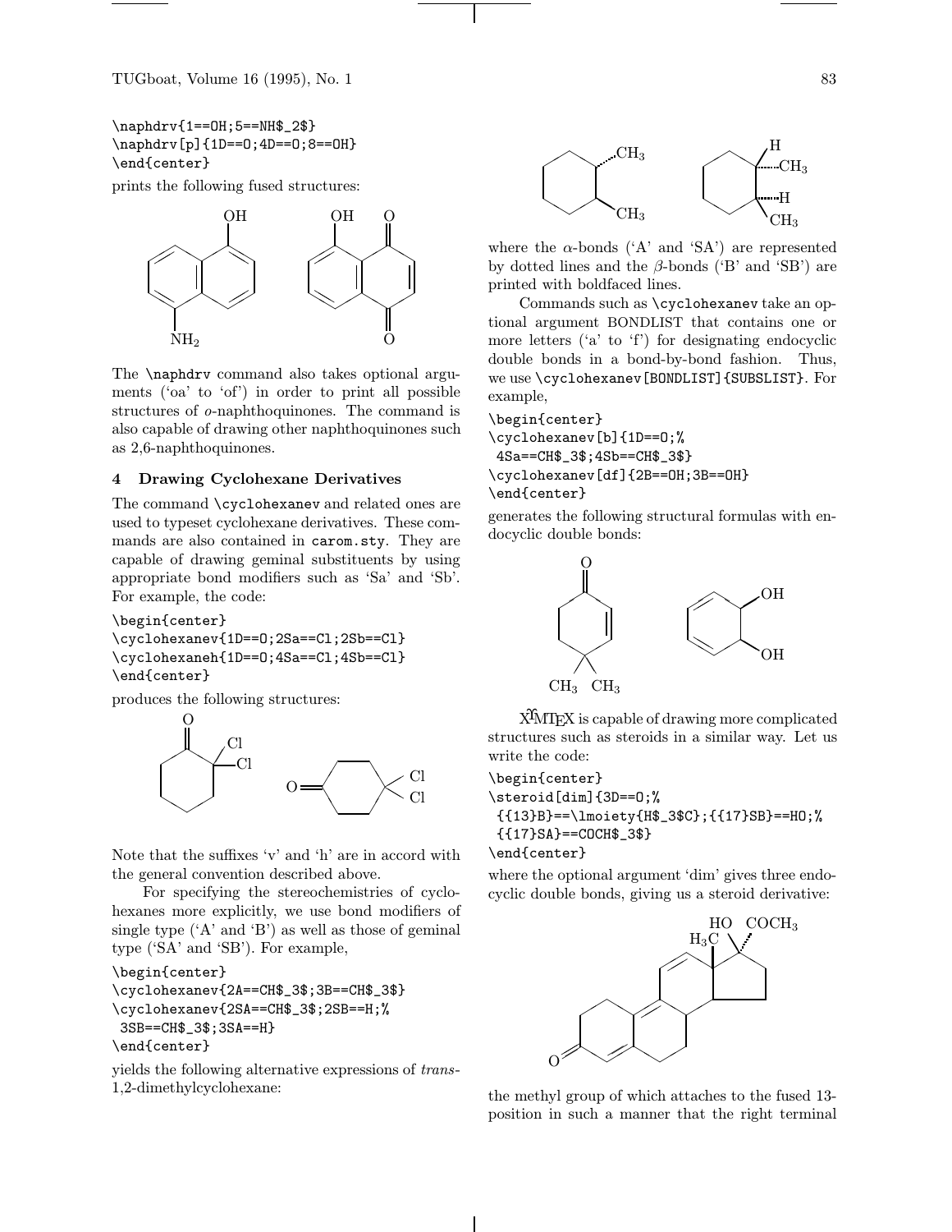```
\naphdrv{1==OH;5==NH$_2$}
\naphdrv[p]{1D==O;4D==O;8==OH}
\end{center}
```

prints the following fused structures:

The `\naphdrv` command also takes optional arguments ('oa' to 'of') in order to print all possible structures of *o*-naphthoquinones. The command is also capable of drawing other naphthoquinones such as 2,6-naphthoquinones.

### 4 Drawing Cyclohexane Derivatives

The command `\cyclohexanev` and related ones are used to typeset cyclohexane derivatives. These commands are also contained in `carom.sty`. They are capable of drawing geminal substituents by using appropriate bond modifiers such as 'Sa' and 'Sb'. For example, the code:

```
\begin{center}
\cyclohexanev{1D==O;2Sa==Cl;2Sb==Cl}
\cyclohexaneh{1D==O;4Sa==Cl;4Sb==Cl}
\end{center}
```

produces the following structures:

Note that the suffixes 'v' and 'h' are in accord with the general convention described above.

For specifying the stereochemistries of cyclohexanes more explicitly, we use bond modifiers of single type ('A' and 'B') as well as those of geminal type ('SA' and 'SB'). For example,

```
\begin{center}
\cyclohexanev{2A==CH$_3$;3B==CH$_3$}
\cyclohexanev{2SA==CH$_3$;2SB==H;%
 3SB==CH$_3$;3SA==H}
\end{center}
```

yields the following alternative expressions of *trans*-1,2-dimethylcyclohexane:

where the $\alpha$-bonds ('A' and 'SA') are represented by dotted lines and the $\beta$-bonds ('B' and 'SB') are printed with boldfaced lines.

Commands such as `\cyclohexanev` take an optional argument BONDLIST that contains one or more letters ('a' to 'f') for designating endocyclic double bonds in a bond-by-bond fashion. Thus, we use `\cyclohexanev[BONDLIST]{SUBSLIST}`. For example,

```
\begin{center}
\cyclohexanev[b]{1D==O;%
 4Sa==CH$_3$;4Sb==CH$_3$}
\cyclohexanev[df]{2B==OH;3B==OH}
\end{center}
```

generates the following structural formulas with endocyclic double bonds:

X^MT_EX is capable of drawing more complicated structures such as steroids in a similar way. Let us write the code:

```
\begin{center}
\steroid[dim]{3D==O;%
 {{13}B}==\lmoiety{H$_3$C};{{17}SB}==HO;%
 {{17}SA}==COCH$_3$}
\end{center}
```

where the optional argument 'dim' gives three endocyclic double bonds, giving us a steroid derivative:

the methyl group of which attaches to the fused 13-position in such a manner that the right terminal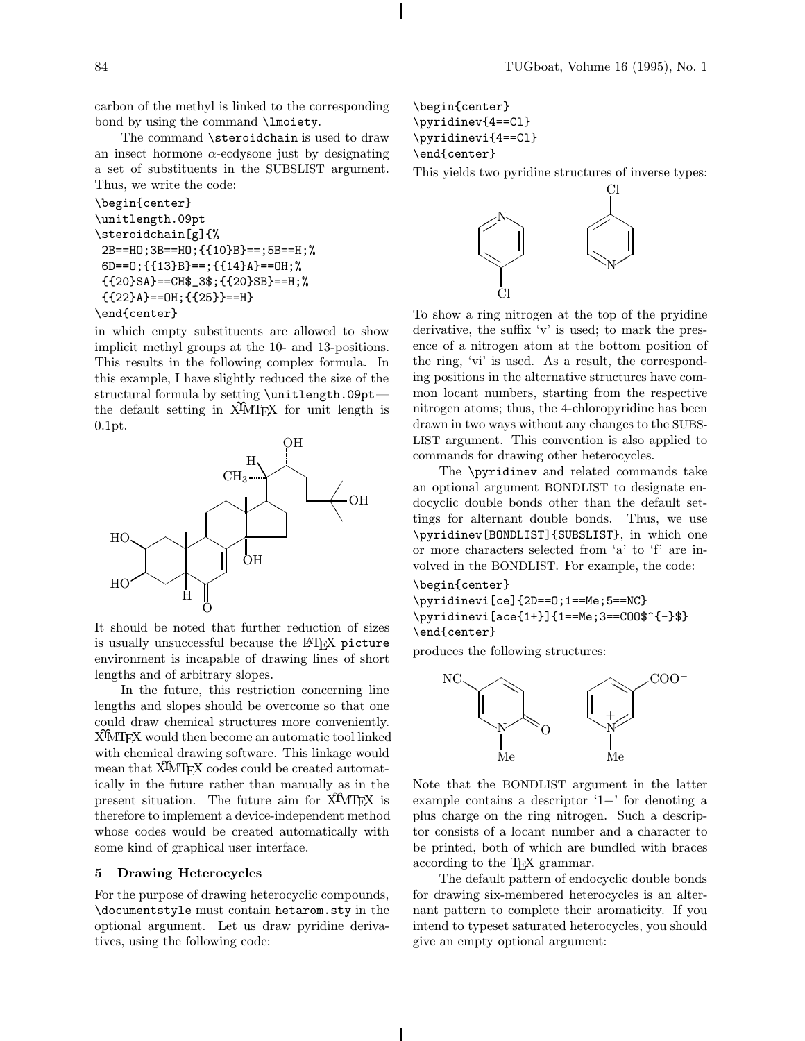carbon of the methyl is linked to the corresponding bond by using the command `\lmoiety`.

The command `\steroidchain` is used to draw an insect hormone α-ecdysone just by designating a set of substituents in the SUBSLIST argument. Thus, we write the code:

```
\begin{center}
\unitlength.09pt
\steroidchain[g]{%
 2B==HO;3B==HO;{{10}B}==;5B==H;%
 6D==O;{{13}B}==;{{14}A}==OH;%
 {{20}SA}==CH$_3$;{{20}SB}==H;%
 {{22}A}==OH;{{25}}==H}
\end{center}
```

in which empty substituents are allowed to show implicit methyl groups at the 10- and 13-positions. This results in the following complex formula. In this example, I have slightly reduced the size of the structural formula by setting `\unitlength.09pt`—the default setting in XΥMTEX for unit length is 0.1pt.

It should be noted that further reduction of sizes is usually unsuccessful because the LaTeX `picture` environment is incapable of drawing lines of short lengths and of arbitrary slopes.

In the future, this restriction concerning line lengths and slopes should be overcome so that one could draw chemical structures more conveniently. XΥMTEX would then become an automatic tool linked with chemical drawing software. This linkage would mean that XΥMTEX codes could be created automatically in the future rather than manually as in the present situation. The future aim for XΥMTEX is therefore to implement a device-independent method whose codes would be created automatically with some kind of graphical user interface.

## 5 Drawing Heterocycles

For the purpose of drawing heterocyclic compounds, `\documentstyle` must contain `hetarom.sty` in the optional argument. Let us draw pyridine derivatives, using the following code:

```
\begin{center}
\pyridinev{4==Cl}
\pyridinevi{4==Cl}
\end{center}
```

This yields two pyridine structures of inverse types:

To show a ring nitrogen at the top of the pryidine derivative, the suffix 'v' is used; to mark the presence of a nitrogen atom at the bottom position of the ring, 'vi' is used. As a result, the corresponding positions in the alternative structures have common locant numbers, starting from the respective nitrogen atoms; thus, the 4-chloropyridine has been drawn in two ways without any changes to the SUBSLIST argument. This convention is also applied to commands for drawing other heterocycles.

The `\pyridinev` and related commands take an optional argument BONDLIST to designate endocyclic double bonds other than the default settings for alternant double bonds. Thus, we use `\pyridinev[BONDLIST]{SUBSLIST}`, in which one or more characters selected from 'a' to 'f' are involved in the BONDLIST. For example, the code:

```
\begin{center}
\pyridinevi[ce]{2D==O;1==Me;5==NC}
\pyridinevi[ace{1+}]{1==Me;3==COO$^{-}$}
\end{center}
```

produces the following structures:

Note that the BONDLIST argument in the latter example contains a descriptor '1+' for denoting a plus charge on the ring nitrogen. Such a descriptor consists of a locant number and a character to be printed, both of which are bundled with braces according to the TeX grammar.

The default pattern of endocyclic double bonds for drawing six-membered heterocycles is an alternant pattern to complete their aromaticity. If you intend to typeset saturated heterocycles, you should give an empty optional argument: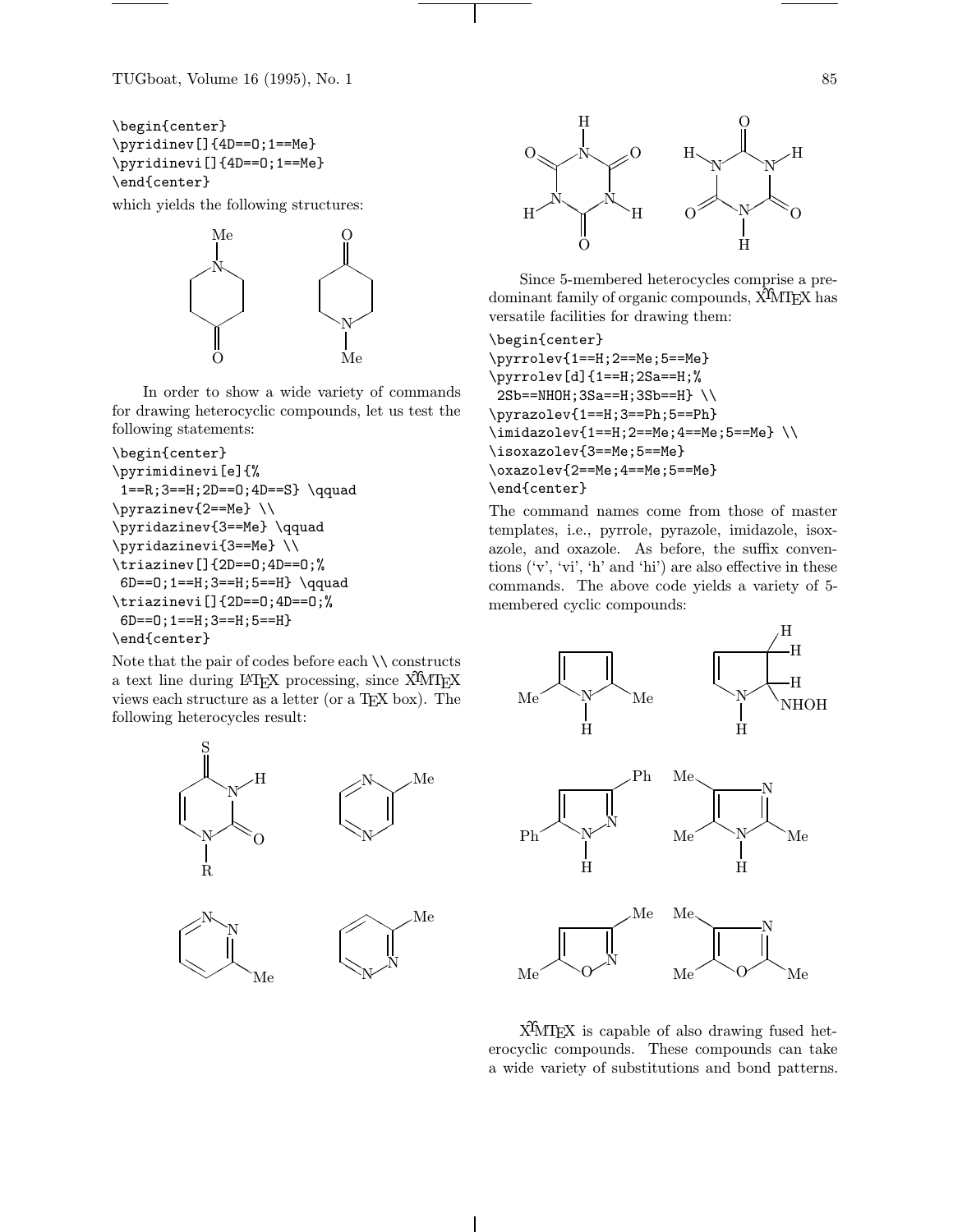```
\begin{center}
\pyridinev[]{4D==O;1==Me}
\pyridinevi[]{4D==O;1==Me}
\end{center}
```

which yields the following structures:

In order to show a wide variety of commands for drawing heterocyclic compounds, let us test the following statements:

```
\begin{center}
\pyrimidinevi[e]{%
 1==R;3==H;2D==O;4D==S} \qquad
\pyrazinev{2==Me} \\
\pyridazinev{3==Me} \qquad
\pyridazinevi{3==Me} \\
\triazinev[]{2D==O;4D==O;%
 6D==O;1==H;3==H;5==H} \qquad
\triazinevi[]{2D==O;4D==O;%
 6D==O;1==H;3==H;5==H}
\end{center}
```

Note that the pair of codes before each \\ constructs a text line during LaTeX processing, since XΥMTEX views each structure as a letter (or a TEX box). The following heterocycles result:

Since 5-membered heterocycles comprise a predominant family of organic compounds, XΥMTEX has versatile facilities for drawing them:

```
\begin{center}
\pyrrolev{1==H;2==Me;5==Me}
\pyrrolev[d]{1==H;2Sa==H;%
 2Sb==NHOH;3Sa==H;3Sb==H} \\
\pyrazolev{1==H;3==Ph;5==Ph}
\imidazolev{1==H;2==Me;4==Me;5==Me} \\
\isoxazolev{3==Me;5==Me}
\oxazolev{2==Me;4==Me;5==Me}
\end{center}
```

The command names come from those of master templates, i.e., pyrrole, pyrazole, imidazole, isoxazole, and oxazole. As before, the suffix conventions ('v', 'vi', 'h' and 'hi') are also effective in these commands. The above code yields a variety of 5-membered cyclic compounds:

XΥMTEX is capable of also drawing fused heterocyclic compounds. These compounds can take a wide variety of substitutions and bond patterns.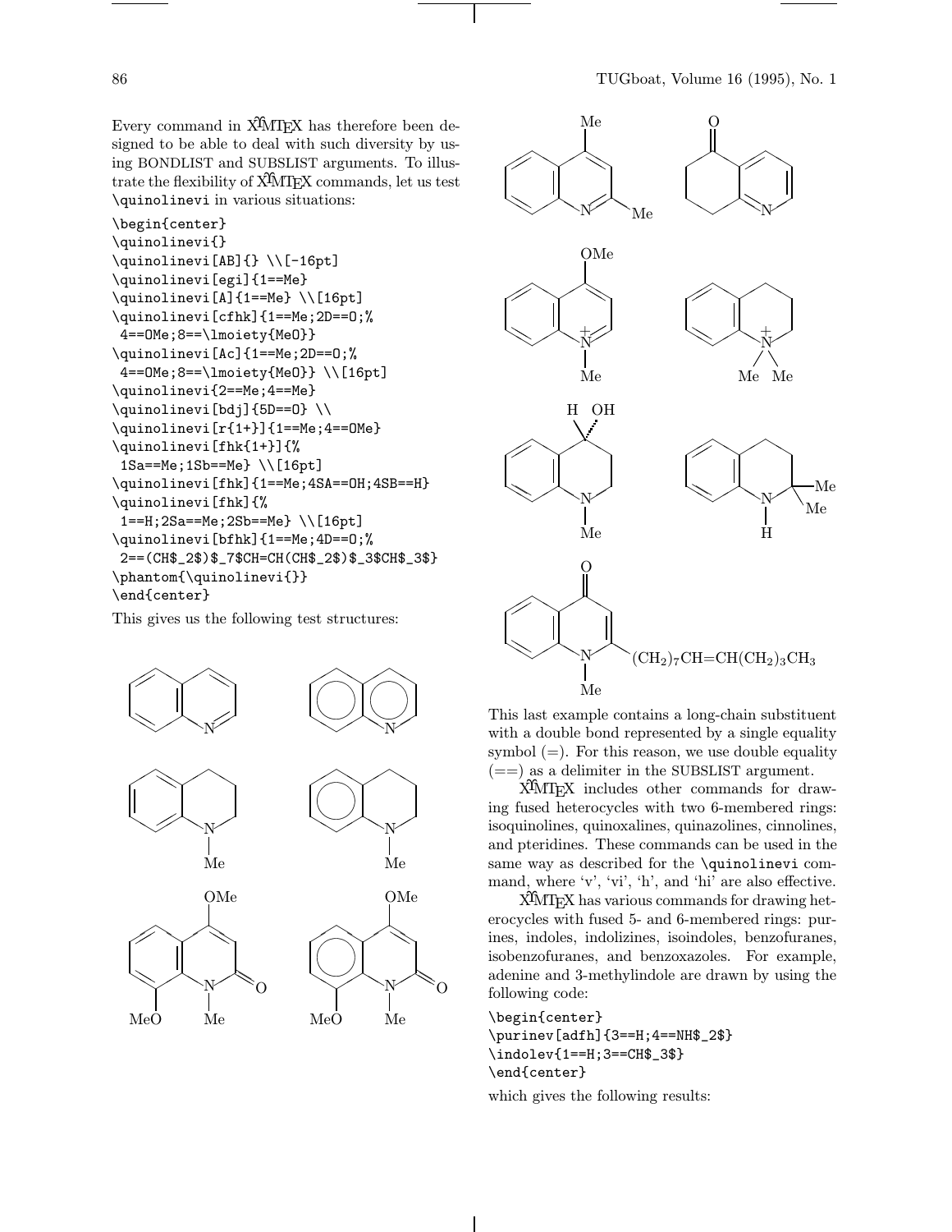Every command in XΥMTEX has therefore been designed to be able to deal with such diversity by using BONDLIST and SUBSLIST arguments. To illustrate the flexibility of XΥMTEX commands, let us test `\quinolinevi` in various situations:

```
\begin{center}
\quinolinevi{}
\quinolinevi[AB]{} \\[-16pt]
\quinolinevi[egi]{1==Me}
\quinolinevi[A]{1==Me} \\[16pt]
\quinolinevi[cfhk]{1==Me;2D==O;%
 4==OMe;8==\lmoiety{MeO}}
\quinolinevi[Ac]{1==Me;2D==O;%
 4==OMe;8==\lmoiety{MeO}} \\[16pt]
\quinolinevi{2==Me;4==Me}
\quinolinevi[bdj]{5D==O} \\
\quinolinevi[r{1+}]{1==Me;4==OMe}
\quinolinevi[fhk{1+}]{%
 1Sa==Me;1Sb==Me} \\[16pt]
\quinolinevi[fhk]{1==Me;4SA==OH;4SB==H}
\quinolinevi[fhk]{%
 1==H;2Sa==Me;2Sb==Me} \\[16pt]
\quinolinevi[bfhk]{1==Me;4D==O;%
 2==(CH$_2$)$_7$CH=CH(CH$_2$)$_3$CH$_3$}
\phantom{\quinolinevi{}}
\end{center}
```

This gives us the following test structures:

This last example contains a long-chain substituent with a double bond represented by a single equality symbol (=). For this reason, we use double equality (==) as a delimiter in the SUBSLIST argument.

XΥMTEX includes other commands for drawing fused heterocycles with two 6-membered rings: isoquinolines, quinoxalines, quinazolines, cinnolines, and pteridines. These commands can be used in the same way as described for the `\quinolinevi` command, where 'v', 'vi', 'h', and 'hi' are also effective.

XΥMTEX has various commands for drawing heterocycles with fused 5- and 6-membered rings: purines, indoles, indolizines, isoindoles, benzofuranes, isobenzofuranes, and benzoxazoles. For example, adenine and 3-methylindole are drawn by using the following code:

```
\begin{center}
\purinev[adfh]{3==H;4==NH$_2$}
\indolev{1==H;3==CH$_3$}
\end{center}
```

which gives the following results: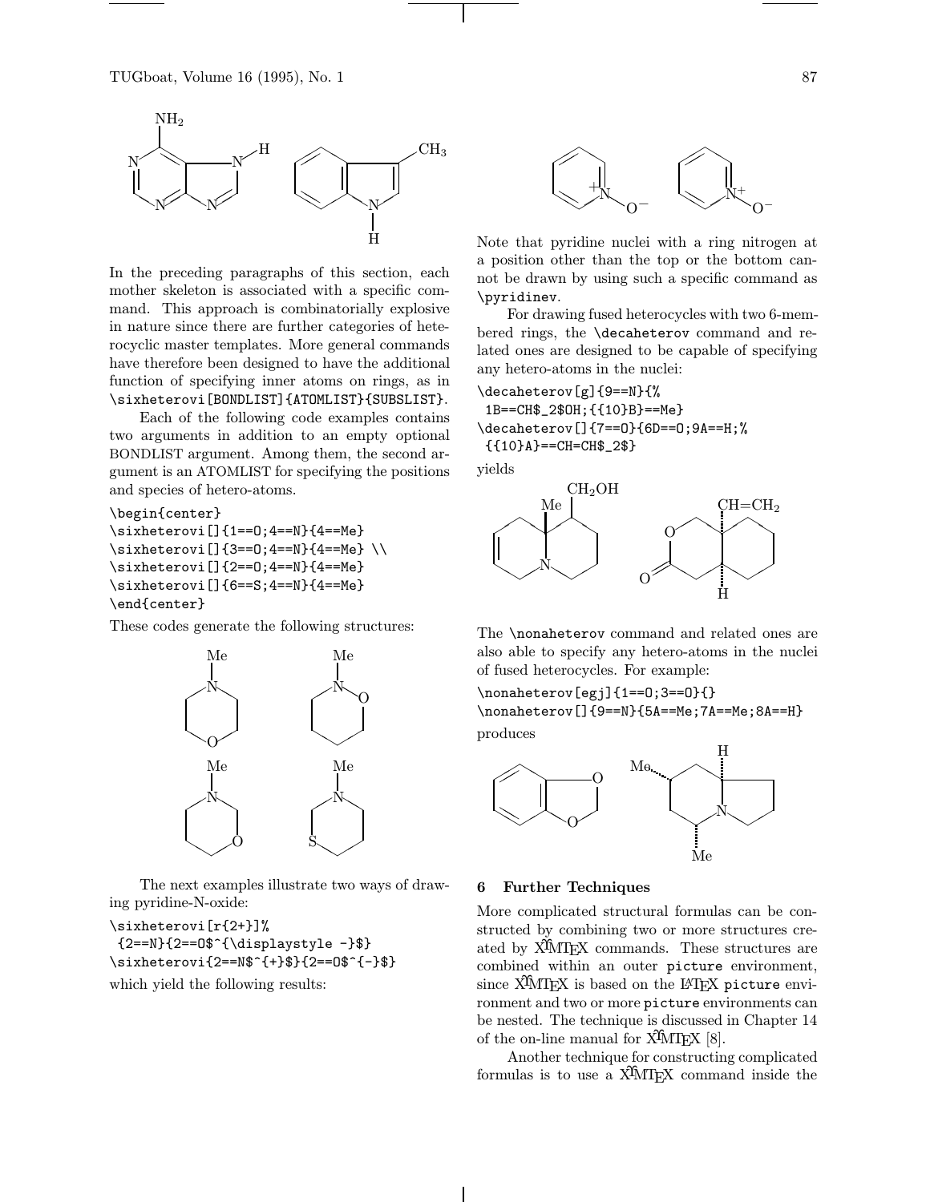In the preceding paragraphs of this section, each mother skeleton is associated with a specific command. This approach is combinatorially explosive in nature since there are further categories of heterocyclic master templates. More general commands have therefore been designed to have the additional function of specifying inner atoms on rings, as in `\sixheterovi[BONDLIST]{ATOMLIST}{SUBSLIST}`.

Each of the following code examples contains two arguments in addition to an empty optional BONDLIST argument. Among them, the second argument is an ATOMLIST for specifying the positions and species of hetero-atoms.

```
\begin{center}
\sixheterovi[]{1==O;4==N}{4==Me}
\sixheterovi[]{3==O;4==N}{4==Me} \\
\sixheterovi[]{2==O;4==N}{4==Me}
\sixheterovi[]{6==S;4==N}{4==Me}
\end{center}
```

These codes generate the following structures:

The next examples illustrate two ways of drawing pyridine-N-oxide:

```
\sixheterovi[r{2+}]%
 {2==N}{2==O$^{\displaystyle -}$}
\sixheterovi{2==N$^{+}$}{2==O$^{-}$}
```

which yield the following results:

Note that pyridine nuclei with a ring nitrogen at a position other than the top or the bottom cannot be drawn by using such a specific command as `\pyridinev`.

For drawing fused heterocycles with two 6-membered rings, the `\decaheterov` command and related ones are designed to be capable of specifying any hetero-atoms in the nuclei:

```
\decaheterov[g]{9==N}{%
 1B==CH$_2$OH;{{10}B}==Me}
\decaheterov[]{7==O}{6D==O;9A==H;%
 {{10}A}==CH=CH$_2$}
```

yields

The `\nonaheterov` command and related ones are also able to specify any hetero-atoms in the nuclei of fused heterocycles. For example:

```
\nonaheterov[egj]{1==O;3==O}{}
\nonaheterov[]{9==N}{5A==Me;7A==Me;8A==H}
```

produces

## 6 Further Techniques

More complicated structural formulas can be constructed by combining two or more structures created by XΥMTEX commands. These structures are combined within an outer `picture` environment, since XΥMTEX is based on the LATEX `picture` environment and two or more `picture` environments can be nested. The technique is discussed in Chapter 14 of the on-line manual for XΥMTEX [8].

Another technique for constructing complicated formulas is to use a XΥMTEX command inside the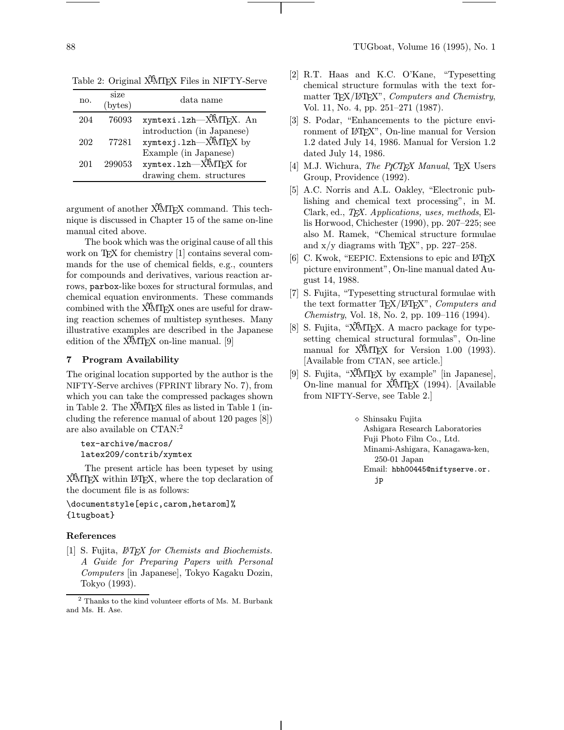Table 2: Original XΥMTEX Files in NIFTY-Serve

| no. | size (bytes) | data name |
|---|---|---|
| 204 | 76093 | `xymtexi.lzh`—XΥMTEX. An introduction (in Japanese) |
| 202 | 77281 | `xymtexj.lzh`—XΥMTEX by Example (in Japanese) |
| 201 | 299053 | `xymtex.lzh`—XΥMTEX for drawing chem. structures |

argument of another XΥMTEX command. This technique is discussed in Chapter 15 of the same on-line manual cited above.

The book which was the original cause of all this work on TEX for chemistry [1] contains several commands for the use of chemical fields, e.g., counters for compounds and derivatives, various reaction arrows, `parbox`-like boxes for structural formulas, and chemical equation environments. These commands combined with the XΥMTEX ones are useful for drawing reaction schemes of multistep syntheses. Many illustrative examples are described in the Japanese edition of the XΥMTEX on-line manual. [9]

## 7 Program Availability

The original location supported by the author is the NIFTY-Serve archives (FPRINT library No. 7), from which you can take the compressed packages shown in Table 2. The XΥMTEX files as listed in Table 1 (including the reference manual of about 120 pages [8]) are also available on CTAN:[2]

```
tex-archive/macros/
latex209/contrib/xymtex
```

The present article has been typeset by using XΥMTEX within LATEX, where the top declaration of the document file is as follows:

```
\documentstyle[epic,carom,hetarom]%
{ltugboat}
```

### References

[1] S. Fujita, *LATEX for Chemists and Biochemists. A Guide for Preparing Papers with Personal Computers* [in Japanese], Tokyo Kagaku Dozin, Tokyo (1993).

[2] R.T. Haas and K.C. O'Kane, "Typesetting chemical structure formulas with the text formatter TEX/LATEX", *Computers and Chemistry*, Vol. 11, No. 4, pp. 251–271 (1987).

[3] S. Podar, "Enhancements to the picture environment of LATEX", On-line manual for Version 1.2 dated July 14, 1986. Manual for Version 1.2 dated July 14, 1986.

[4] M.J. Wichura, *The PICTEX Manual*, TEX Users Group, Providence (1992).

[5] A.C. Norris and A.L. Oakley, "Electronic publishing and chemical text processing", in M. Clark, ed., *TEX. Applications, uses, methods*, Ellis Horwood, Chichester (1990), pp. 207–225; see also M. Ramek, "Chemical structure formulae and x/y diagrams with TEX", pp. 227–258.

[6] C. Kwok, "EEPIC. Extensions to epic and LATEX picture environment", On-line manual dated August 14, 1988.

[7] S. Fujita, "Typesetting structural formulae with the text formatter TEX/LATEX", *Computers and Chemistry*, Vol. 18, No. 2, pp. 109–116 (1994).

[8] S. Fujita, "XΥMTEX. A macro package for typesetting chemical structural formulas", On-line manual for XΥMTEX for Version 1.00 (1993). [Available from CTAN, see article.]

[9] S. Fujita, "XΥMTEX by example" [in Japanese], On-line manual for XΥMTEX (1994). [Available from NIFTY-Serve, see Table 2.]

◇ Shinsaku Fujita
Ashigara Research Laboratories
Fuji Photo Film Co., Ltd.
Minami-Ashigara, Kanagawa-ken, 250-01 Japan
Email: `hbh00445@niftyserve.or.jp`

[2] Thanks to the kind volunteer efforts of Ms. M. Burbank and Ms. H. Ase.